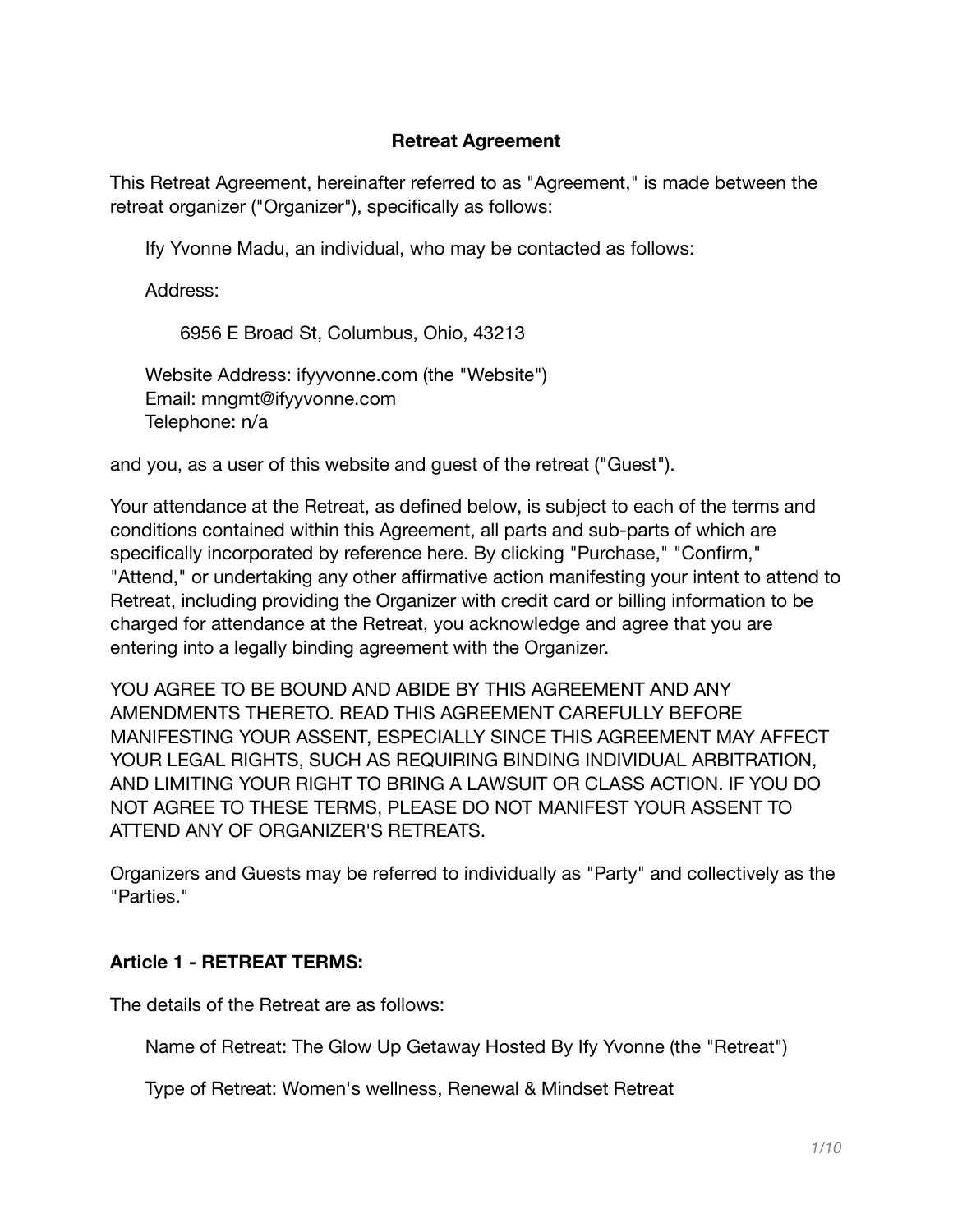# Retreat Agreement

This Retreat Agreement, hereinafter referred to as "Agreement," is made between the retreat organizer ("Organizer"), specifically as follows:

Ify Yvonne Madu, an individual, who may be contacted as follows:

Address:

6956 E Broad St, Columbus, Ohio, 43213

Website Address: ifyyvonne.com (the "Website")
Email: mngmt@ifyyvonne.com
Telephone: n/a

and you, as a user of this website and guest of the retreat ("Guest").

Your attendance at the Retreat, as defined below, is subject to each of the terms and conditions contained within this Agreement, all parts and sub-parts of which are specifically incorporated by reference here. By clicking "Purchase," "Confirm," "Attend," or undertaking any other affirmative action manifesting your intent to attend to Retreat, including providing the Organizer with credit card or billing information to be charged for attendance at the Retreat, you acknowledge and agree that you are entering into a legally binding agreement with the Organizer.

YOU AGREE TO BE BOUND AND ABIDE BY THIS AGREEMENT AND ANY AMENDMENTS THERETO. READ THIS AGREEMENT CAREFULLY BEFORE MANIFESTING YOUR ASSENT, ESPECIALLY SINCE THIS AGREEMENT MAY AFFECT YOUR LEGAL RIGHTS, SUCH AS REQUIRING BINDING INDIVIDUAL ARBITRATION, AND LIMITING YOUR RIGHT TO BRING A LAWSUIT OR CLASS ACTION. IF YOU DO NOT AGREE TO THESE TERMS, PLEASE DO NOT MANIFEST YOUR ASSENT TO ATTEND ANY OF ORGANIZER'S RETREATS.

Organizers and Guests may be referred to individually as "Party" and collectively as the "Parties."

## Article 1 - RETREAT TERMS:

The details of the Retreat are as follows:

Name of Retreat: The Glow Up Getaway Hosted By Ify Yvonne (the "Retreat")

Type of Retreat: Women's wellness, Renewal & Mindset Retreat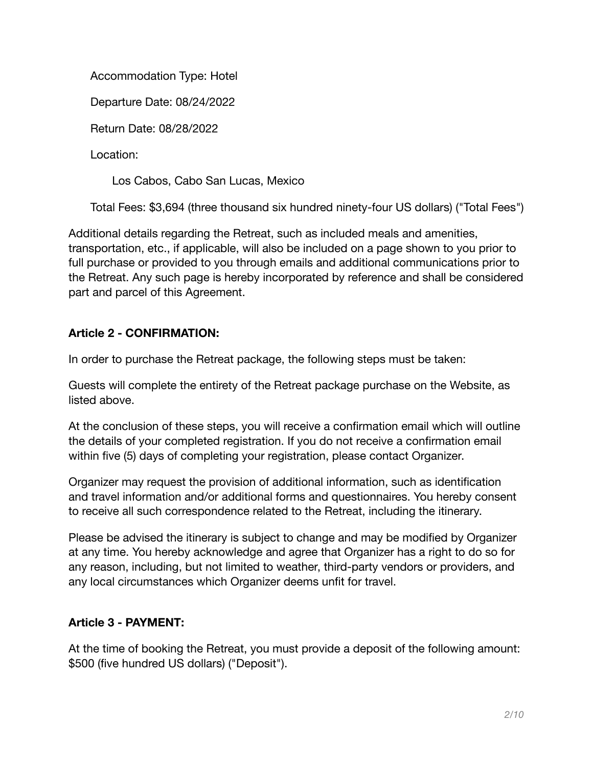Accommodation Type: Hotel

Departure Date: 08/24/2022

Return Date: 08/28/2022

Location:

Los Cabos, Cabo San Lucas, Mexico

Total Fees: $3,694 (three thousand six hundred ninety-four US dollars) ("Total Fees")

Additional details regarding the Retreat, such as included meals and amenities, transportation, etc., if applicable, will also be included on a page shown to you prior to full purchase or provided to you through emails and additional communications prior to the Retreat. Any such page is hereby incorporated by reference and shall be considered part and parcel of this Agreement.

**Article 2 - CONFIRMATION:**

In order to purchase the Retreat package, the following steps must be taken:

Guests will complete the entirety of the Retreat package purchase on the Website, as listed above.

At the conclusion of these steps, you will receive a confirmation email which will outline the details of your completed registration. If you do not receive a confirmation email within five (5) days of completing your registration, please contact Organizer.

Organizer may request the provision of additional information, such as identification and travel information and/or additional forms and questionnaires. You hereby consent to receive all such correspondence related to the Retreat, including the itinerary.

Please be advised the itinerary is subject to change and may be modified by Organizer at any time. You hereby acknowledge and agree that Organizer has a right to do so for any reason, including, but not limited to weather, third-party vendors or providers, and any local circumstances which Organizer deems unfit for travel.

**Article 3 - PAYMENT:**

At the time of booking the Retreat, you must provide a deposit of the following amount: $500 (five hundred US dollars) ("Deposit").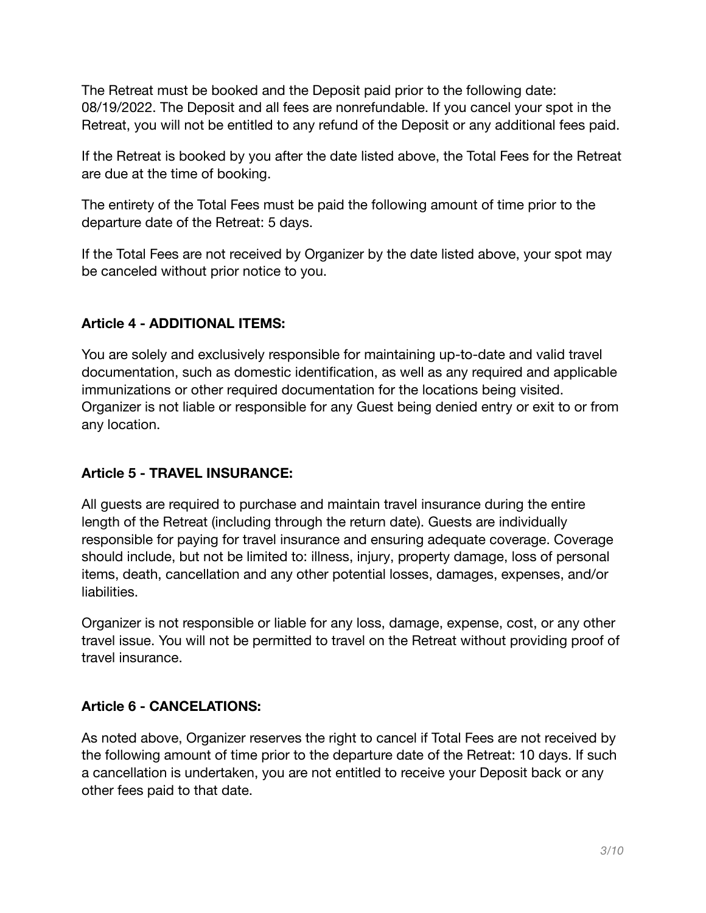The Retreat must be booked and the Deposit paid prior to the following date: 08/19/2022. The Deposit and all fees are nonrefundable. If you cancel your spot in the Retreat, you will not be entitled to any refund of the Deposit or any additional fees paid.

If the Retreat is booked by you after the date listed above, the Total Fees for the Retreat are due at the time of booking.

The entirety of the Total Fees must be paid the following amount of time prior to the departure date of the Retreat: 5 days.

If the Total Fees are not received by Organizer by the date listed above, your spot may be canceled without prior notice to you.

**Article 4 - ADDITIONAL ITEMS:**

You are solely and exclusively responsible for maintaining up-to-date and valid travel documentation, such as domestic identification, as well as any required and applicable immunizations or other required documentation for the locations being visited. Organizer is not liable or responsible for any Guest being denied entry or exit to or from any location.

**Article 5 - TRAVEL INSURANCE:**

All guests are required to purchase and maintain travel insurance during the entire length of the Retreat (including through the return date). Guests are individually responsible for paying for travel insurance and ensuring adequate coverage. Coverage should include, but not be limited to: illness, injury, property damage, loss of personal items, death, cancellation and any other potential losses, damages, expenses, and/or liabilities.

Organizer is not responsible or liable for any loss, damage, expense, cost, or any other travel issue. You will not be permitted to travel on the Retreat without providing proof of travel insurance.

**Article 6 - CANCELATIONS:**

As noted above, Organizer reserves the right to cancel if Total Fees are not received by the following amount of time prior to the departure date of the Retreat: 10 days. If such a cancellation is undertaken, you are not entitled to receive your Deposit back or any other fees paid to that date.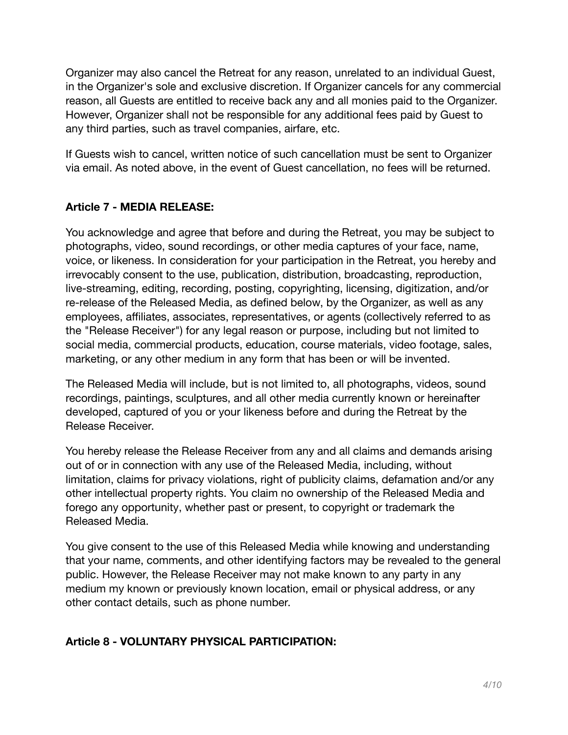Organizer may also cancel the Retreat for any reason, unrelated to an individual Guest, in the Organizer's sole and exclusive discretion. If Organizer cancels for any commercial reason, all Guests are entitled to receive back any and all monies paid to the Organizer. However, Organizer shall not be responsible for any additional fees paid by Guest to any third parties, such as travel companies, airfare, etc.

If Guests wish to cancel, written notice of such cancellation must be sent to Organizer via email. As noted above, in the event of Guest cancellation, no fees will be returned.

**Article 7 - MEDIA RELEASE:**

You acknowledge and agree that before and during the Retreat, you may be subject to photographs, video, sound recordings, or other media captures of your face, name, voice, or likeness. In consideration for your participation in the Retreat, you hereby and irrevocably consent to the use, publication, distribution, broadcasting, reproduction, live-streaming, editing, recording, posting, copyrighting, licensing, digitization, and/or re-release of the Released Media, as defined below, by the Organizer, as well as any employees, affiliates, associates, representatives, or agents (collectively referred to as the "Release Receiver") for any legal reason or purpose, including but not limited to social media, commercial products, education, course materials, video footage, sales, marketing, or any other medium in any form that has been or will be invented.

The Released Media will include, but is not limited to, all photographs, videos, sound recordings, paintings, sculptures, and all other media currently known or hereinafter developed, captured of you or your likeness before and during the Retreat by the Release Receiver.

You hereby release the Release Receiver from any and all claims and demands arising out of or in connection with any use of the Released Media, including, without limitation, claims for privacy violations, right of publicity claims, defamation and/or any other intellectual property rights. You claim no ownership of the Released Media and forego any opportunity, whether past or present, to copyright or trademark the Released Media.

You give consent to the use of this Released Media while knowing and understanding that your name, comments, and other identifying factors may be revealed to the general public. However, the Release Receiver may not make known to any party in any medium my known or previously known location, email or physical address, or any other contact details, such as phone number.

**Article 8 - VOLUNTARY PHYSICAL PARTICIPATION:**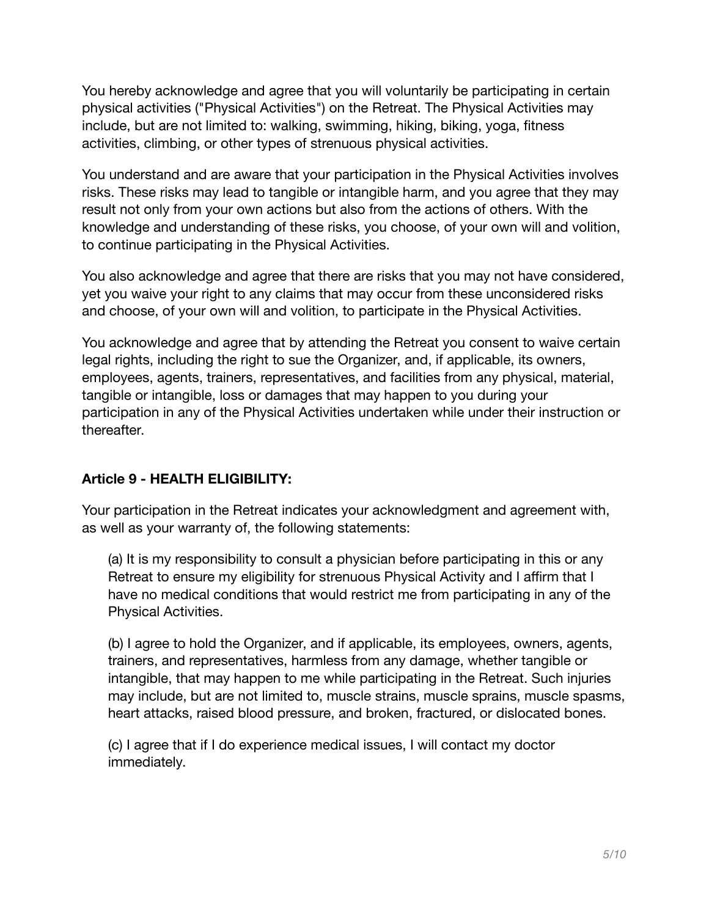You hereby acknowledge and agree that you will voluntarily be participating in certain physical activities ("Physical Activities") on the Retreat. The Physical Activities may include, but are not limited to: walking, swimming, hiking, biking, yoga, fitness activities, climbing, or other types of strenuous physical activities.

You understand and are aware that your participation in the Physical Activities involves risks. These risks may lead to tangible or intangible harm, and you agree that they may result not only from your own actions but also from the actions of others. With the knowledge and understanding of these risks, you choose, of your own will and volition, to continue participating in the Physical Activities.

You also acknowledge and agree that there are risks that you may not have considered, yet you waive your right to any claims that may occur from these unconsidered risks and choose, of your own will and volition, to participate in the Physical Activities.

You acknowledge and agree that by attending the Retreat you consent to waive certain legal rights, including the right to sue the Organizer, and, if applicable, its owners, employees, agents, trainers, representatives, and facilities from any physical, material, tangible or intangible, loss or damages that may happen to you during your participation in any of the Physical Activities undertaken while under their instruction or thereafter.

**Article 9 - HEALTH ELIGIBILITY:**

Your participation in the Retreat indicates your acknowledgment and agreement with, as well as your warranty of, the following statements:

(a) It is my responsibility to consult a physician before participating in this or any Retreat to ensure my eligibility for strenuous Physical Activity and I affirm that I have no medical conditions that would restrict me from participating in any of the Physical Activities.

(b) I agree to hold the Organizer, and if applicable, its employees, owners, agents, trainers, and representatives, harmless from any damage, whether tangible or intangible, that may happen to me while participating in the Retreat. Such injuries may include, but are not limited to, muscle strains, muscle sprains, muscle spasms, heart attacks, raised blood pressure, and broken, fractured, or dislocated bones.

(c) I agree that if I do experience medical issues, I will contact my doctor immediately.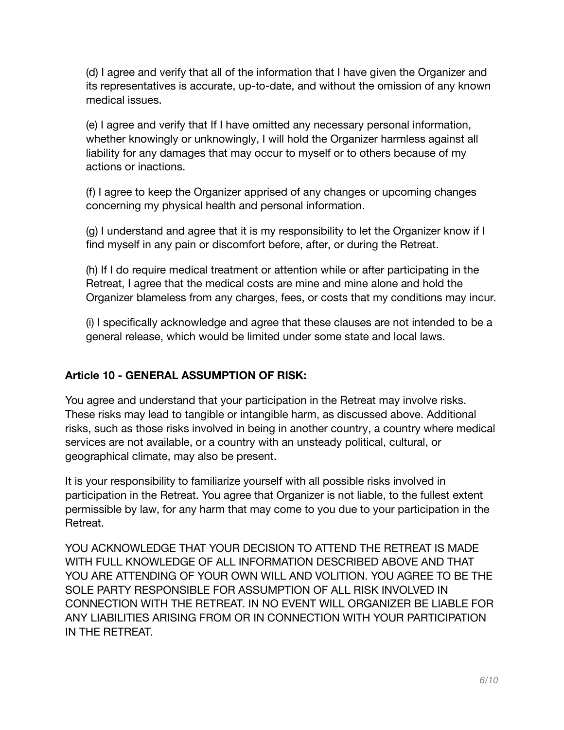(d) I agree and verify that all of the information that I have given the Organizer and its representatives is accurate, up-to-date, and without the omission of any known medical issues.

(e) I agree and verify that If I have omitted any necessary personal information, whether knowingly or unknowingly, I will hold the Organizer harmless against all liability for any damages that may occur to myself or to others because of my actions or inactions.

(f) I agree to keep the Organizer apprised of any changes or upcoming changes concerning my physical health and personal information.

(g) I understand and agree that it is my responsibility to let the Organizer know if I find myself in any pain or discomfort before, after, or during the Retreat.

(h) If I do require medical treatment or attention while or after participating in the Retreat, I agree that the medical costs are mine and mine alone and hold the Organizer blameless from any charges, fees, or costs that my conditions may incur.

(i) I specifically acknowledge and agree that these clauses are not intended to be a general release, which would be limited under some state and local laws.

**Article 10 - GENERAL ASSUMPTION OF RISK:**

You agree and understand that your participation in the Retreat may involve risks. These risks may lead to tangible or intangible harm, as discussed above. Additional risks, such as those risks involved in being in another country, a country where medical services are not available, or a country with an unsteady political, cultural, or geographical climate, may also be present.

It is your responsibility to familiarize yourself with all possible risks involved in participation in the Retreat. You agree that Organizer is not liable, to the fullest extent permissible by law, for any harm that may come to you due to your participation in the Retreat.

YOU ACKNOWLEDGE THAT YOUR DECISION TO ATTEND THE RETREAT IS MADE WITH FULL KNOWLEDGE OF ALL INFORMATION DESCRIBED ABOVE AND THAT YOU ARE ATTENDING OF YOUR OWN WILL AND VOLITION. YOU AGREE TO BE THE SOLE PARTY RESPONSIBLE FOR ASSUMPTION OF ALL RISK INVOLVED IN CONNECTION WITH THE RETREAT. IN NO EVENT WILL ORGANIZER BE LIABLE FOR ANY LIABILITIES ARISING FROM OR IN CONNECTION WITH YOUR PARTICIPATION IN THE RETREAT.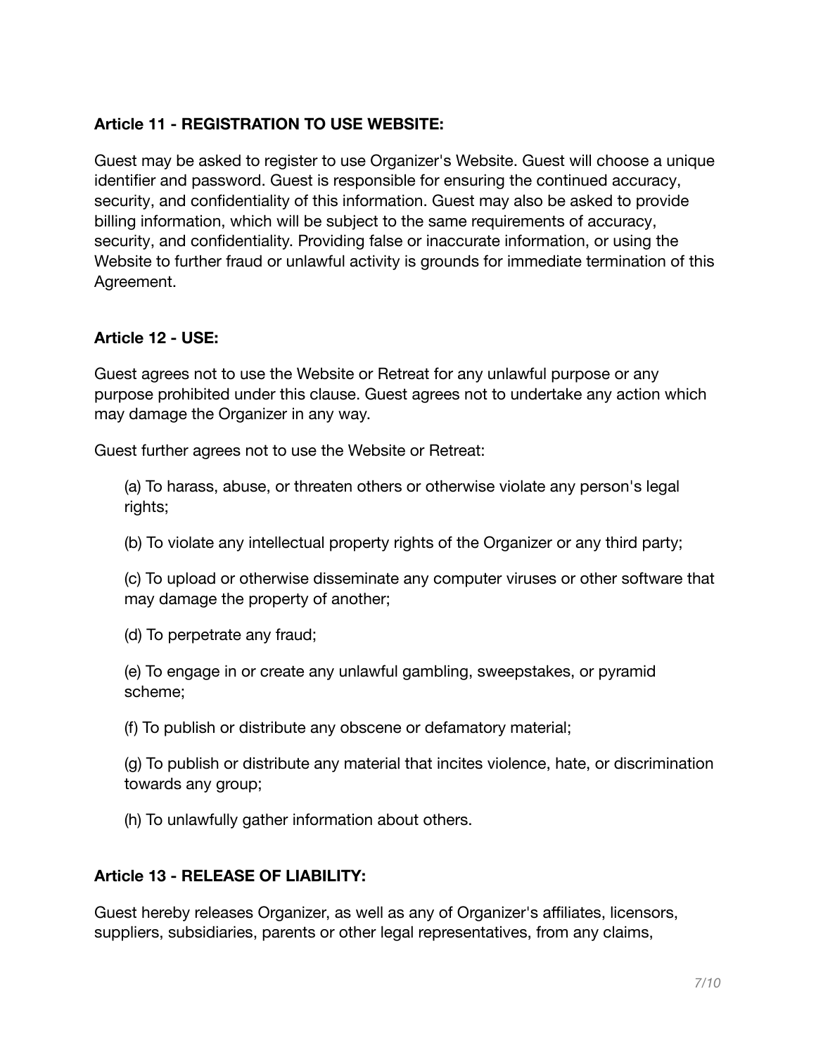**Article 11 - REGISTRATION TO USE WEBSITE:**

Guest may be asked to register to use Organizer's Website. Guest will choose a unique identifier and password. Guest is responsible for ensuring the continued accuracy, security, and confidentiality of this information. Guest may also be asked to provide billing information, which will be subject to the same requirements of accuracy, security, and confidentiality. Providing false or inaccurate information, or using the Website to further fraud or unlawful activity is grounds for immediate termination of this Agreement.

**Article 12 - USE:**

Guest agrees not to use the Website or Retreat for any unlawful purpose or any purpose prohibited under this clause. Guest agrees not to undertake any action which may damage the Organizer in any way.

Guest further agrees not to use the Website or Retreat:

(a) To harass, abuse, or threaten others or otherwise violate any person's legal rights;

(b) To violate any intellectual property rights of the Organizer or any third party;

(c) To upload or otherwise disseminate any computer viruses or other software that may damage the property of another;

(d) To perpetrate any fraud;

(e) To engage in or create any unlawful gambling, sweepstakes, or pyramid scheme;

(f) To publish or distribute any obscene or defamatory material;

(g) To publish or distribute any material that incites violence, hate, or discrimination towards any group;

(h) To unlawfully gather information about others.

**Article 13 - RELEASE OF LIABILITY:**

Guest hereby releases Organizer, as well as any of Organizer's affiliates, licensors, suppliers, subsidiaries, parents or other legal representatives, from any claims,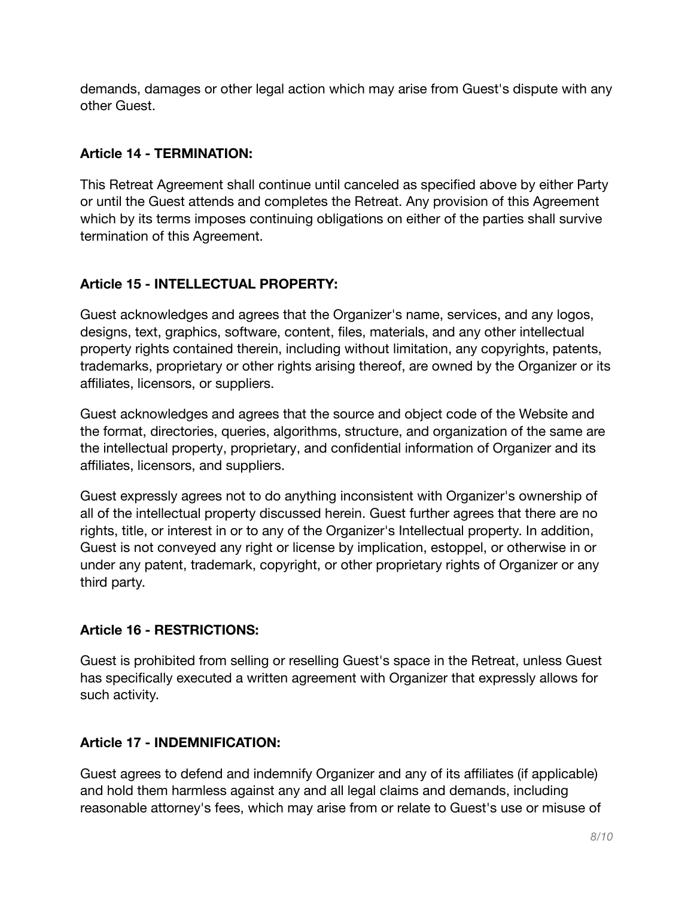demands, damages or other legal action which may arise from Guest's dispute with any other Guest.

**Article 14 - TERMINATION:**

This Retreat Agreement shall continue until canceled as specified above by either Party or until the Guest attends and completes the Retreat. Any provision of this Agreement which by its terms imposes continuing obligations on either of the parties shall survive termination of this Agreement.

**Article 15 - INTELLECTUAL PROPERTY:**

Guest acknowledges and agrees that the Organizer's name, services, and any logos, designs, text, graphics, software, content, files, materials, and any other intellectual property rights contained therein, including without limitation, any copyrights, patents, trademarks, proprietary or other rights arising thereof, are owned by the Organizer or its affiliates, licensors, or suppliers.

Guest acknowledges and agrees that the source and object code of the Website and the format, directories, queries, algorithms, structure, and organization of the same are the intellectual property, proprietary, and confidential information of Organizer and its affiliates, licensors, and suppliers.

Guest expressly agrees not to do anything inconsistent with Organizer's ownership of all of the intellectual property discussed herein. Guest further agrees that there are no rights, title, or interest in or to any of the Organizer's Intellectual property. In addition, Guest is not conveyed any right or license by implication, estoppel, or otherwise in or under any patent, trademark, copyright, or other proprietary rights of Organizer or any third party.

**Article 16 - RESTRICTIONS:**

Guest is prohibited from selling or reselling Guest's space in the Retreat, unless Guest has specifically executed a written agreement with Organizer that expressly allows for such activity.

**Article 17 - INDEMNIFICATION:**

Guest agrees to defend and indemnify Organizer and any of its affiliates (if applicable) and hold them harmless against any and all legal claims and demands, including reasonable attorney's fees, which may arise from or relate to Guest's use or misuse of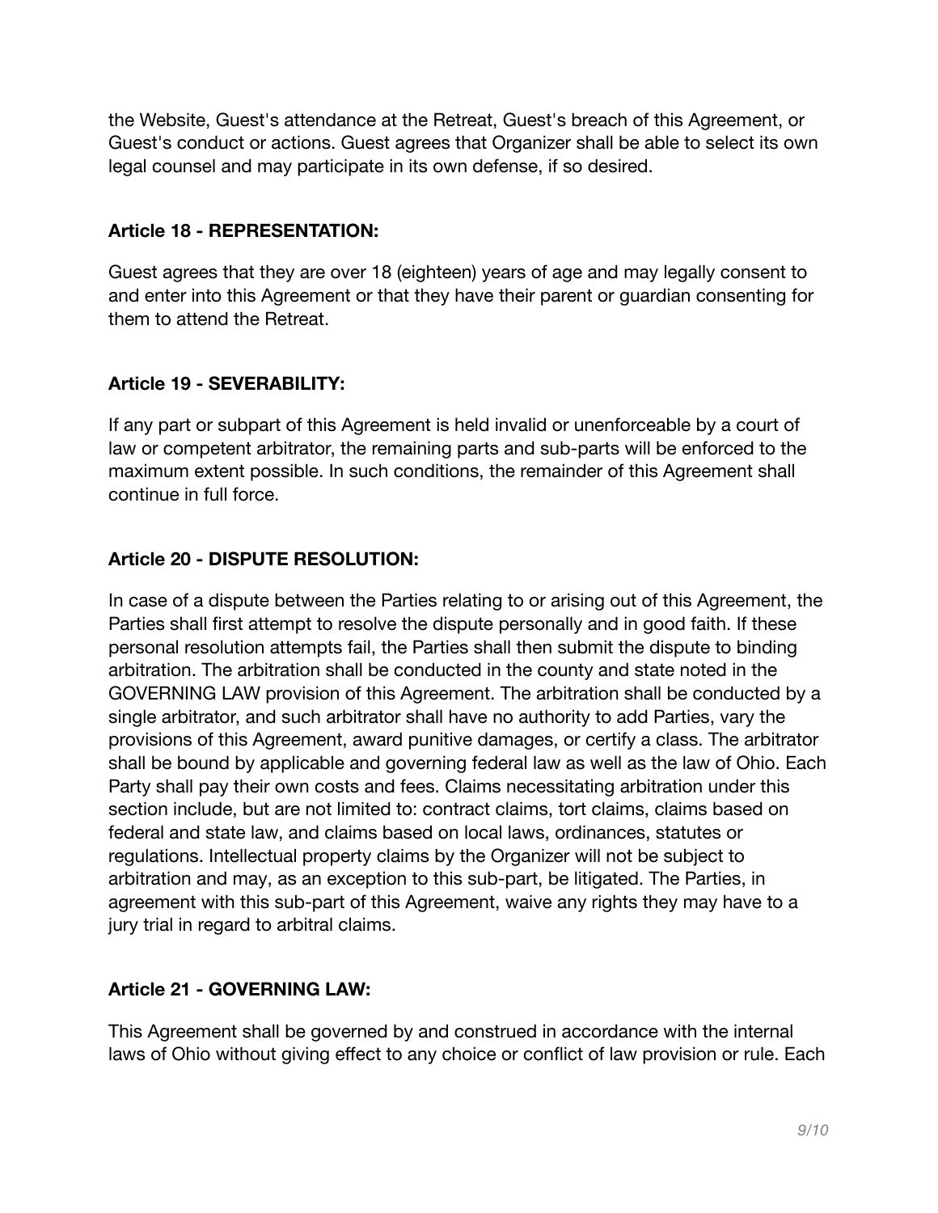the Website, Guest's attendance at the Retreat, Guest's breach of this Agreement, or Guest's conduct or actions. Guest agrees that Organizer shall be able to select its own legal counsel and may participate in its own defense, if so desired.

**Article 18 - REPRESENTATION:**

Guest agrees that they are over 18 (eighteen) years of age and may legally consent to and enter into this Agreement or that they have their parent or guardian consenting for them to attend the Retreat.

**Article 19 - SEVERABILITY:**

If any part or subpart of this Agreement is held invalid or unenforceable by a court of law or competent arbitrator, the remaining parts and sub-parts will be enforced to the maximum extent possible. In such conditions, the remainder of this Agreement shall continue in full force.

**Article 20 - DISPUTE RESOLUTION:**

In case of a dispute between the Parties relating to or arising out of this Agreement, the Parties shall first attempt to resolve the dispute personally and in good faith. If these personal resolution attempts fail, the Parties shall then submit the dispute to binding arbitration. The arbitration shall be conducted in the county and state noted in the GOVERNING LAW provision of this Agreement. The arbitration shall be conducted by a single arbitrator, and such arbitrator shall have no authority to add Parties, vary the provisions of this Agreement, award punitive damages, or certify a class. The arbitrator shall be bound by applicable and governing federal law as well as the law of Ohio. Each Party shall pay their own costs and fees. Claims necessitating arbitration under this section include, but are not limited to: contract claims, tort claims, claims based on federal and state law, and claims based on local laws, ordinances, statutes or regulations. Intellectual property claims by the Organizer will not be subject to arbitration and may, as an exception to this sub-part, be litigated. The Parties, in agreement with this sub-part of this Agreement, waive any rights they may have to a jury trial in regard to arbitral claims.

**Article 21 - GOVERNING LAW:**

This Agreement shall be governed by and construed in accordance with the internal laws of Ohio without giving effect to any choice or conflict of law provision or rule. Each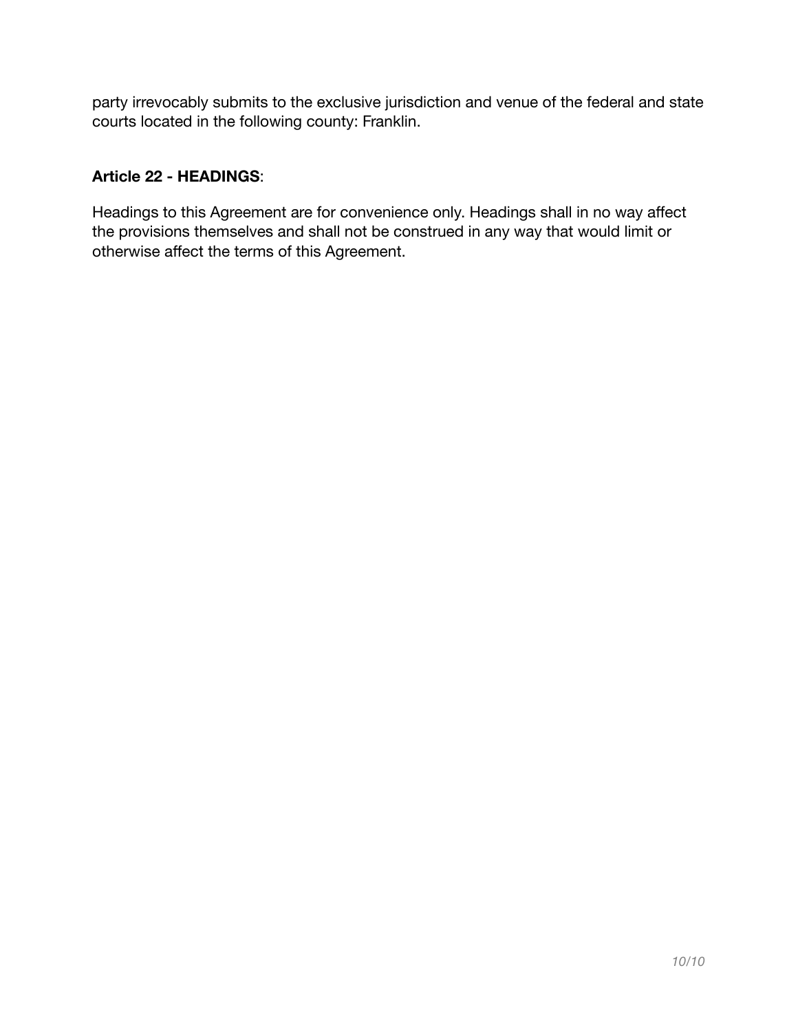party irrevocably submits to the exclusive jurisdiction and venue of the federal and state courts located in the following county: Franklin.

**Article 22 - HEADINGS**:

Headings to this Agreement are for convenience only. Headings shall in no way affect the provisions themselves and shall not be construed in any way that would limit or otherwise affect the terms of this Agreement.